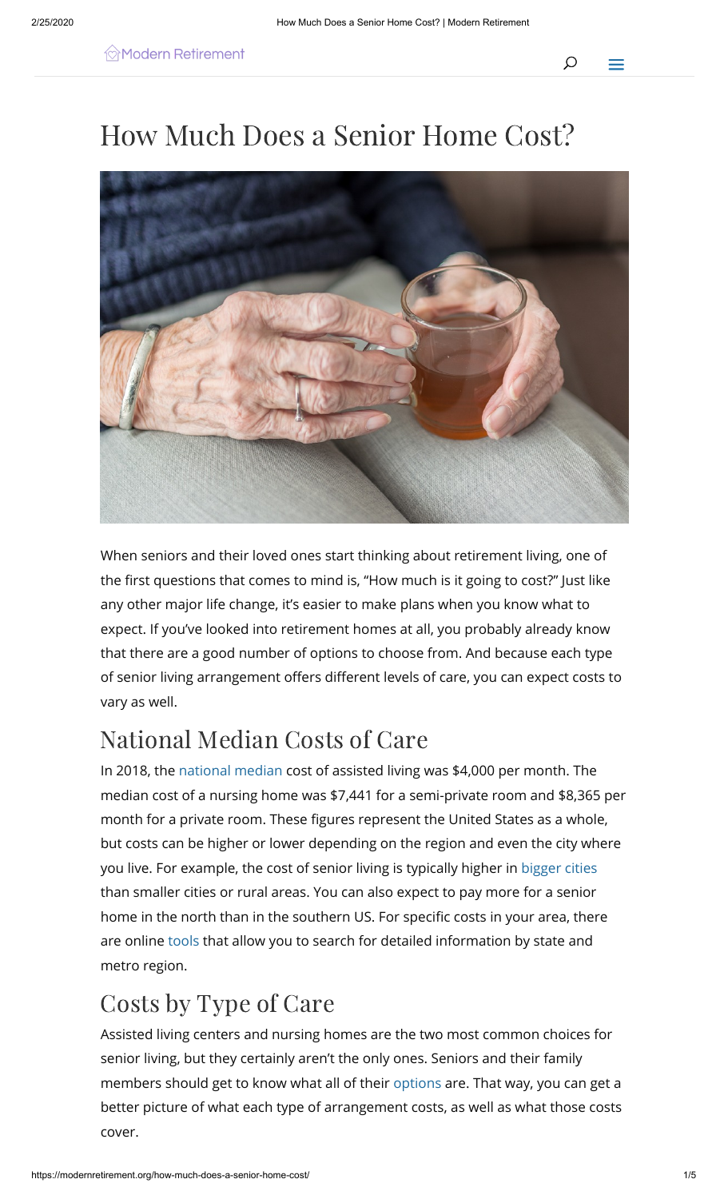# How Much Does a Senior Home Cost?

When seniors and their loved ones start thinking about retirement living, one of the first questions that comes to mind is, "How much is it going to cost?" Just like any other major life change, it's easier to make plans when you know what to expect. If you've looked into retirement homes at all, you probably already know that there are a good number of options to choose from. And because each type of senior living arrangement offers different levels of care, you can expect costs to vary as well.

## National Median Costs of Care

In 2018, the national median cost of assisted living was $4,000 per month. The median cost of a nursing home was $7,441 for a semi-private room and $8,365 per month for a private room. These figures represent the United States as a whole, but costs can be higher or lower depending on the region and even the city where you live. For example, the cost of senior living is typically higher in bigger cities than smaller cities or rural areas. You can also expect to pay more for a senior home in the north than in the southern US. For specific costs in your area, there are online tools that allow you to search for detailed information by state and metro region.

## Costs by Type of Care

Assisted living centers and nursing homes are the two most common choices for senior living, but they certainly aren't the only ones. Seniors and their family members should get to know what all of their options are. That way, you can get a better picture of what each type of arrangement costs, as well as what those costs cover.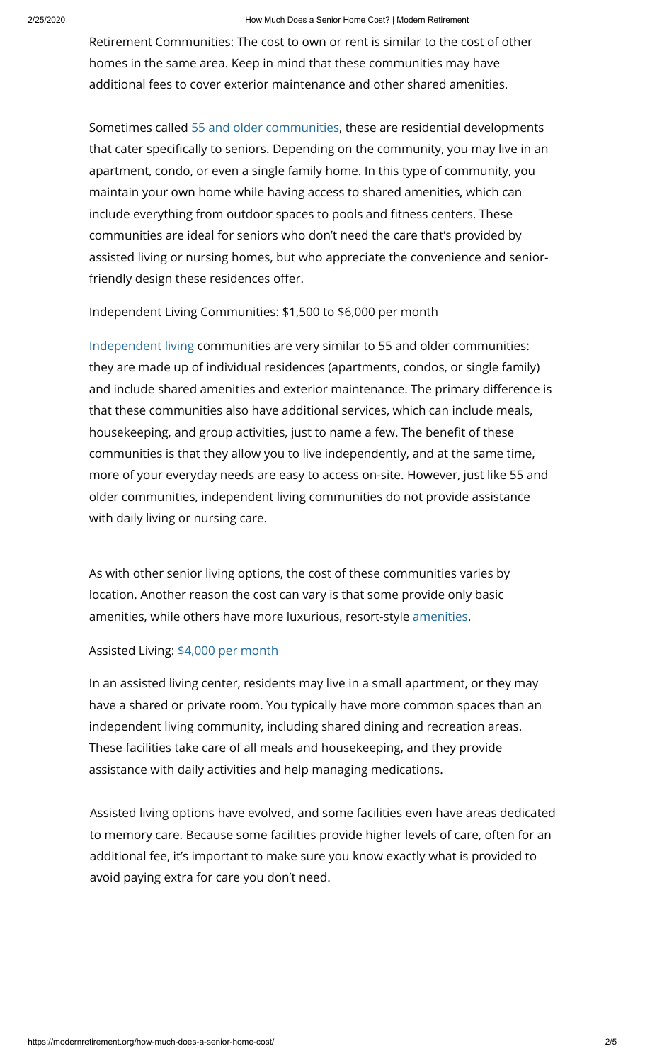Retirement Communities: The cost to own or rent is similar to the cost of other homes in the same area. Keep in mind that these communities may have additional fees to cover exterior maintenance and other shared amenities.

Sometimes called 55 and older communities, these are residential developments that cater specifically to seniors. Depending on the community, you may live in an apartment, condo, or even a single family home. In this type of community, you maintain your own home while having access to shared amenities, which can include everything from outdoor spaces to pools and fitness centers. These communities are ideal for seniors who don't need the care that's provided by assisted living or nursing homes, but who appreciate the convenience and senior-friendly design these residences offer.

Independent Living Communities: $1,500 to $6,000 per month

Independent living communities are very similar to 55 and older communities: they are made up of individual residences (apartments, condos, or single family) and include shared amenities and exterior maintenance. The primary difference is that these communities also have additional services, which can include meals, housekeeping, and group activities, just to name a few. The benefit of these communities is that they allow you to live independently, and at the same time, more of your everyday needs are easy to access on-site. However, just like 55 and older communities, independent living communities do not provide assistance with daily living or nursing care.

As with other senior living options, the cost of these communities varies by location. Another reason the cost can vary is that some provide only basic amenities, while others have more luxurious, resort-style amenities.

Assisted Living: $4,000 per month

In an assisted living center, residents may live in a small apartment, or they may have a shared or private room. You typically have more common spaces than an independent living community, including shared dining and recreation areas. These facilities take care of all meals and housekeeping, and they provide assistance with daily activities and help managing medications.

Assisted living options have evolved, and some facilities even have areas dedicated to memory care. Because some facilities provide higher levels of care, often for an additional fee, it's important to make sure you know exactly what is provided to avoid paying extra for care you don't need.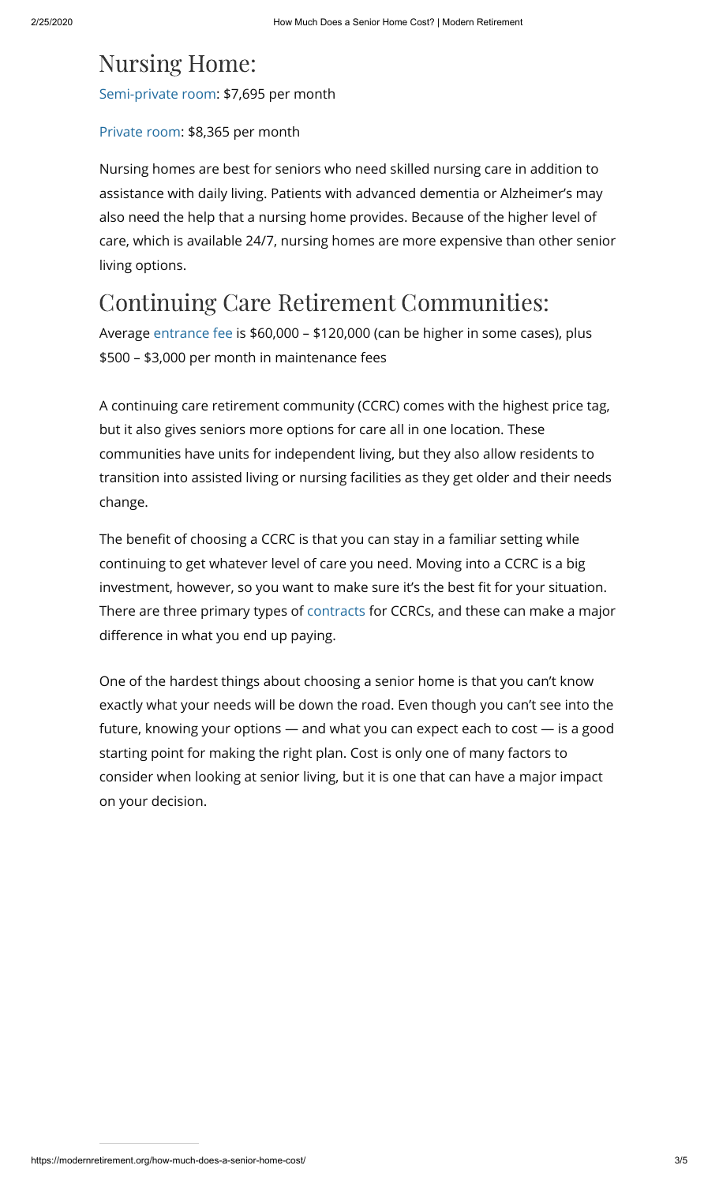## Nursing Home:

Semi-private room: $7,695 per month

Private room: $8,365 per month

Nursing homes are best for seniors who need skilled nursing care in addition to assistance with daily living. Patients with advanced dementia or Alzheimer's may also need the help that a nursing home provides. Because of the higher level of care, which is available 24/7, nursing homes are more expensive than other senior living options.

## Continuing Care Retirement Communities:

Average entrance fee is $60,000 – $120,000 (can be higher in some cases), plus $500 – $3,000 per month in maintenance fees

A continuing care retirement community (CCRC) comes with the highest price tag, but it also gives seniors more options for care all in one location. These communities have units for independent living, but they also allow residents to transition into assisted living or nursing facilities as they get older and their needs change.

The benefit of choosing a CCRC is that you can stay in a familiar setting while continuing to get whatever level of care you need. Moving into a CCRC is a big investment, however, so you want to make sure it's the best fit for your situation. There are three primary types of contracts for CCRCs, and these can make a major difference in what you end up paying.

One of the hardest things about choosing a senior home is that you can't know exactly what your needs will be down the road. Even though you can't see into the future, knowing your options — and what you can expect each to cost — is a good starting point for making the right plan. Cost is only one of many factors to consider when looking at senior living, but it is one that can have a major impact on your decision.